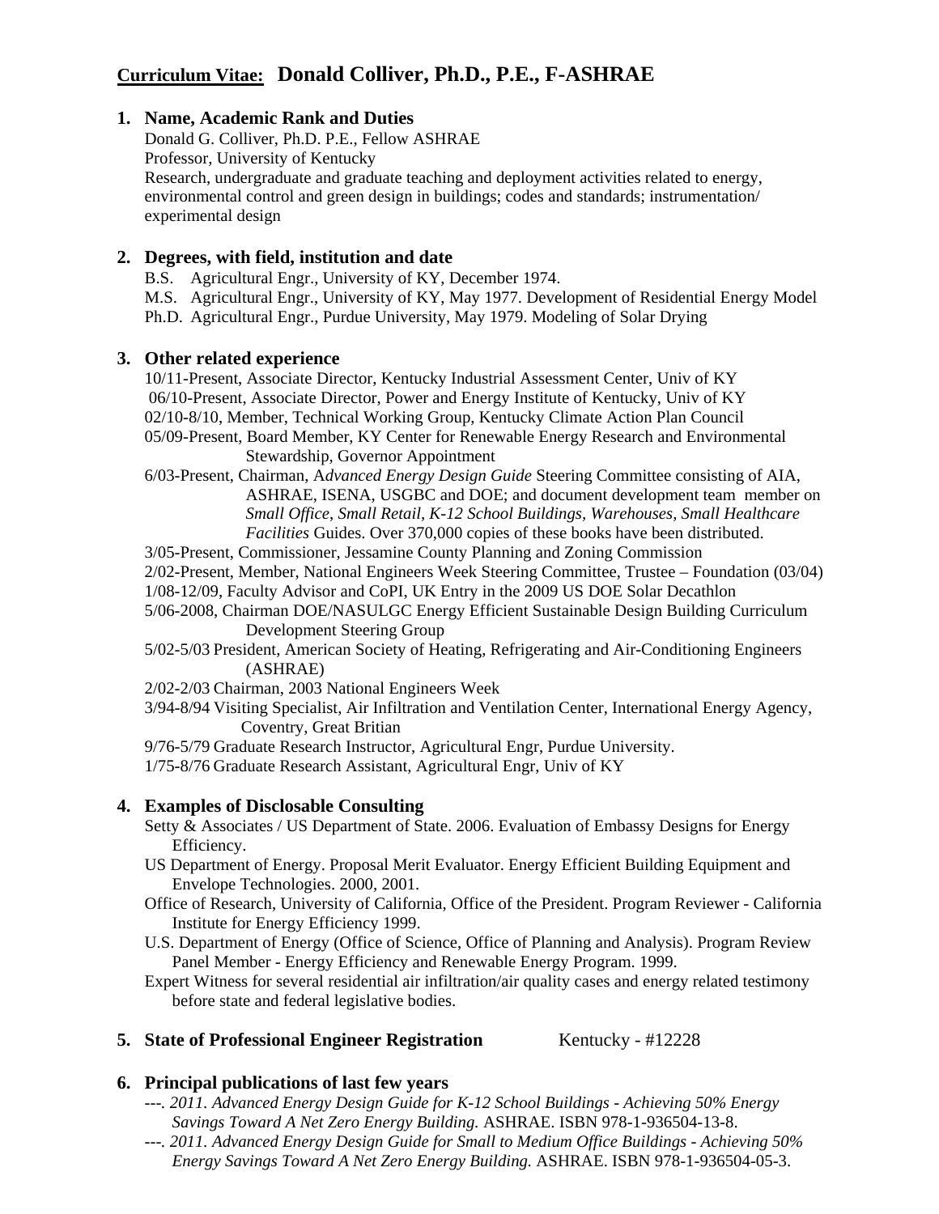**Curriculum Vitae:** **Donald Colliver, Ph.D., P.E., F-ASHRAE**

## 1. Name, Academic Rank and Duties

Donald G. Colliver, Ph.D. P.E., Fellow ASHRAE
Professor, University of Kentucky
Research, undergraduate and graduate teaching and deployment activities related to energy, environmental control and green design in buildings; codes and standards; instrumentation/ experimental design

## 2. Degrees, with field, institution and date

B.S. Agricultural Engr., University of KY, December 1974.
M.S. Agricultural Engr., University of KY, May 1977. Development of Residential Energy Model
Ph.D. Agricultural Engr., Purdue University, May 1979. Modeling of Solar Drying

## 3. Other related experience

10/11-Present, Associate Director, Kentucky Industrial Assessment Center, Univ of KY
06/10-Present, Associate Director, Power and Energy Institute of Kentucky, Univ of KY
02/10-8/10, Member, Technical Working Group, Kentucky Climate Action Plan Council
05/09-Present, Board Member, KY Center for Renewable Energy Research and Environmental Stewardship, Governor Appointment
6/03-Present, Chairman, A*dvanced Energy Design Guide* Steering Committee consisting of AIA, ASHRAE, ISENA, USGBC and DOE; and document development team member on *Small Office*, *Small Retail*, *K-12 School Buildings, Warehouses, Small Healthcare Facilities* Guides. Over 370,000 copies of these books have been distributed.
3/05-Present, Commissioner, Jessamine County Planning and Zoning Commission
2/02-Present, Member, National Engineers Week Steering Committee, Trustee – Foundation (03/04)
1/08-12/09, Faculty Advisor and CoPI, UK Entry in the 2009 US DOE Solar Decathlon
5/06-2008, Chairman DOE/NASULGC Energy Efficient Sustainable Design Building Curriculum Development Steering Group
5/02-5/03 President, American Society of Heating, Refrigerating and Air-Conditioning Engineers (ASHRAE)
2/02-2/03 Chairman, 2003 National Engineers Week
3/94-8/94 Visiting Specialist, Air Infiltration and Ventilation Center, International Energy Agency, Coventry, Great Britian
9/76-5/79 Graduate Research Instructor, Agricultural Engr, Purdue University.
1/75-8/76 Graduate Research Assistant, Agricultural Engr, Univ of KY

## 4. Examples of Disclosable Consulting

Setty & Associates / US Department of State. 2006. Evaluation of Embassy Designs for Energy Efficiency.
US Department of Energy. Proposal Merit Evaluator. Energy Efficient Building Equipment and Envelope Technologies. 2000, 2001.
Office of Research, University of California, Office of the President. Program Reviewer - California Institute for Energy Efficiency 1999.
U.S. Department of Energy (Office of Science, Office of Planning and Analysis). Program Review Panel Member - Energy Efficiency and Renewable Energy Program. 1999.
Expert Witness for several residential air infiltration/air quality cases and energy related testimony before state and federal legislative bodies.

## 5. State of Professional Engineer Registration — Kentucky - #12228

## 6. Principal publications of last few years

---. *2011. Advanced Energy Design Guide for K-12 School Buildings - Achieving 50% Energy Savings Toward A Net Zero Energy Building.* ASHRAE. ISBN 978-1-936504-13-8.
---. *2011. Advanced Energy Design Guide for Small to Medium Office Buildings - Achieving 50% Energy Savings Toward A Net Zero Energy Building.* ASHRAE. ISBN 978-1-936504-05-3.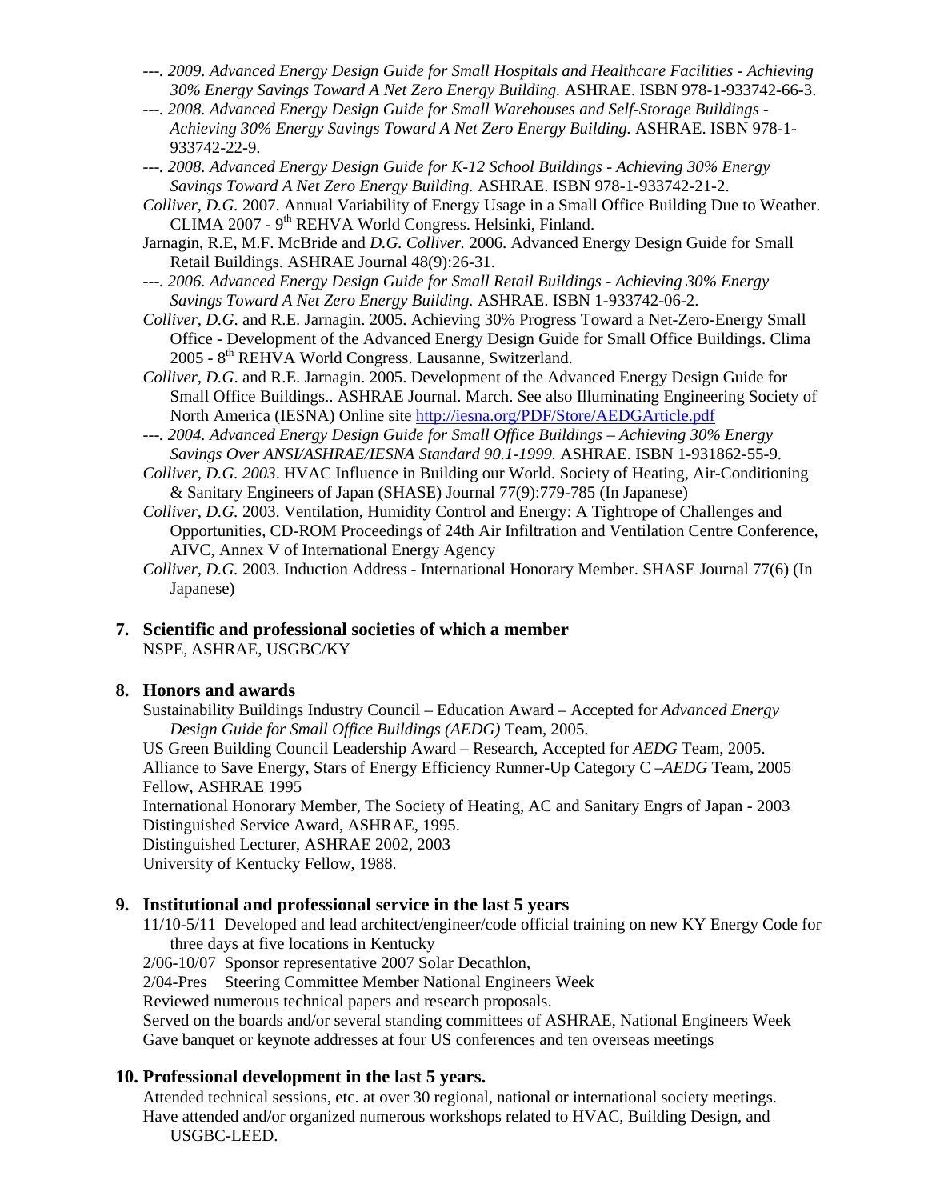---. *2009. Advanced Energy Design Guide for Small Hospitals and Healthcare Facilities - Achieving 30% Energy Savings Toward A Net Zero Energy Building.* ASHRAE. ISBN 978-1-933742-66-3.

---. *2008. Advanced Energy Design Guide for Small Warehouses and Self-Storage Buildings - Achieving 30% Energy Savings Toward A Net Zero Energy Building.* ASHRAE. ISBN 978-1-933742-22-9.

---. *2008. Advanced Energy Design Guide for K-12 School Buildings - Achieving 30% Energy Savings Toward A Net Zero Energy Building.* ASHRAE. ISBN 978-1-933742-21-2.

*Colliver, D.G.* 2007. Annual Variability of Energy Usage in a Small Office Building Due to Weather. CLIMA 2007 - 9th REHVA World Congress. Helsinki, Finland.

Jarnagin, R.E, M.F. McBride and *D.G. Colliver.* 2006. Advanced Energy Design Guide for Small Retail Buildings. ASHRAE Journal 48(9):26-31.

---. *2006. Advanced Energy Design Guide for Small Retail Buildings - Achieving 30% Energy Savings Toward A Net Zero Energy Building.* ASHRAE. ISBN 1-933742-06-2.

*Colliver, D.G*. and R.E. Jarnagin. 2005. Achieving 30% Progress Toward a Net-Zero-Energy Small Office - Development of the Advanced Energy Design Guide for Small Office Buildings. Clima 2005 - 8th REHVA World Congress. Lausanne, Switzerland.

*Colliver, D.G*. and R.E. Jarnagin. 2005. Development of the Advanced Energy Design Guide for Small Office Buildings.. ASHRAE Journal. March. See also Illuminating Engineering Society of North America (IESNA) Online site http://iesna.org/PDF/Store/AEDGArticle.pdf

---. *2004. Advanced Energy Design Guide for Small Office Buildings – Achieving 30% Energy Savings Over ANSI/ASHRAE/IESNA Standard 90.1-1999.* ASHRAE. ISBN 1-931862-55-9.

*Colliver, D.G. 2003*. HVAC Influence in Building our World. Society of Heating, Air-Conditioning & Sanitary Engineers of Japan (SHASE) Journal 77(9):779-785 (In Japanese)

*Colliver, D.G.* 2003. Ventilation, Humidity Control and Energy: A Tightrope of Challenges and Opportunities, CD-ROM Proceedings of 24th Air Infiltration and Ventilation Centre Conference, AIVC, Annex V of International Energy Agency

*Colliver, D.G.* 2003. Induction Address - International Honorary Member. SHASE Journal 77(6) (In Japanese)

## 7. Scientific and professional societies of which a member

NSPE, ASHRAE, USGBC/KY

## 8. Honors and awards

Sustainability Buildings Industry Council – Education Award – Accepted for *Advanced Energy Design Guide for Small Office Buildings (AEDG)* Team, 2005.

US Green Building Council Leadership Award – Research, Accepted for *AEDG* Team, 2005.

Alliance to Save Energy, Stars of Energy Efficiency Runner-Up Category C –*AEDG* Team, 2005

Fellow, ASHRAE 1995

International Honorary Member, The Society of Heating, AC and Sanitary Engrs of Japan - 2003

Distinguished Service Award, ASHRAE, 1995.

Distinguished Lecturer, ASHRAE 2002, 2003

University of Kentucky Fellow, 1988.

## 9. Institutional and professional service in the last 5 years

11/10-5/11 Developed and lead architect/engineer/code official training on new KY Energy Code for three days at five locations in Kentucky

2/06-10/07 Sponsor representative 2007 Solar Decathlon,

2/04-Pres Steering Committee Member National Engineers Week

Reviewed numerous technical papers and research proposals.

Served on the boards and/or several standing committees of ASHRAE, National Engineers Week

Gave banquet or keynote addresses at four US conferences and ten overseas meetings

## 10. Professional development in the last 5 years.

Attended technical sessions, etc. at over 30 regional, national or international society meetings.

Have attended and/or organized numerous workshops related to HVAC, Building Design, and USGBC-LEED.